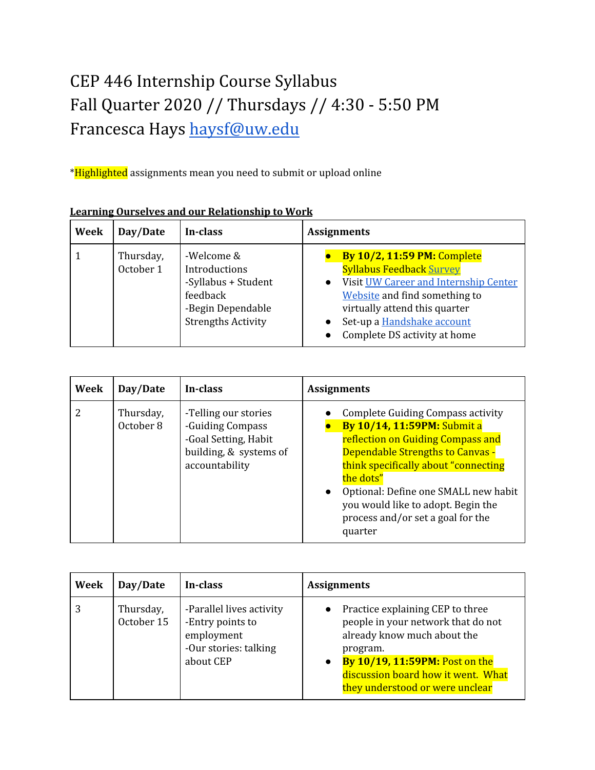# CEP 446 Internship Course Syllabus

Fall Quarter 2020 // Thursdays // 4:30 - 5:50 PM

Francesca Hays haysf@uw.edu

*Highlighted assignments mean you need to submit or upload online

**Learning Ourselves and our Relationship to Work**

| Week | Day/Date | In-class | Assignments |
|---|---|---|---|
| 1 | Thursday, October 1 | -Welcome & Introductions<br>-Syllabus + Student feedback<br>-Begin Dependable Strengths Activity | • **By 10/2, 11:59 PM:** Complete Syllabus Feedback Survey<br>• Visit UW Career and Internship Center Website and find something to virtually attend this quarter<br>• Set-up a Handshake account<br>• Complete DS activity at home |

| Week | Day/Date | In-class | Assignments |
|---|---|---|---|
| 2 | Thursday, October 8 | -Telling our stories<br>-Guiding Compass<br>-Goal Setting, Habit building, & systems of accountability | • Complete Guiding Compass activity<br>• **By 10/14, 11:59PM:** Submit a reflection on Guiding Compass and Dependable Strengths to Canvas - think specifically about "connecting the dots"<br>• Optional: Define one SMALL new habit you would like to adopt. Begin the process and/or set a goal for the quarter |

| Week | Day/Date | In-class | Assignments |
|---|---|---|---|
| 3 | Thursday, October 15 | -Parallel lives activity<br>-Entry points to employment<br>-Our stories: talking about CEP | • Practice explaining CEP to three people in your network that do not already know much about the program.<br>• **By 10/19, 11:59PM:** Post on the discussion board how it went. What they understood or were unclear |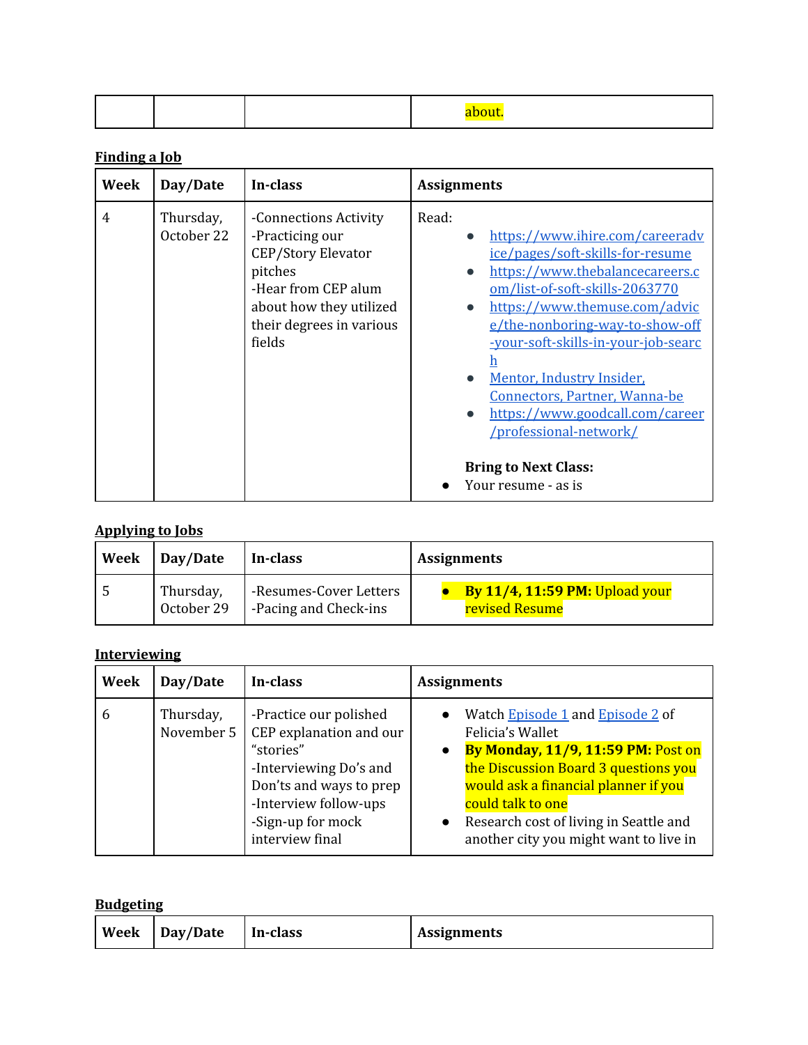| | | | about. |
|---|---|---|---|

**Finding a Job**

| Week | Day/Date | In-class | Assignments |
|---|---|---|---|
| 4 | Thursday, October 22 | -Connections Activity<br>-Practicing our CEP/Story Elevator pitches<br>-Hear from CEP alum about how they utilized their degrees in various fields | Read:<br>• https://www.ihire.com/careeradvice/pages/soft-skills-for-resume<br>• https://www.thebalancecareers.com/list-of-soft-skills-2063770<br>• https://www.themuse.com/advice/the-nonboring-way-to-show-off-your-soft-skills-in-your-job-search<br>• Mentor, Industry Insider, Connectors, Partner, Wanna-be<br>• https://www.goodcall.com/career/professional-network/<br><br>**Bring to Next Class:**<br>• Your resume - as is |

**Applying to Jobs**

| Week | Day/Date | In-class | Assignments |
|---|---|---|---|
| 5 | Thursday, October 29 | -Resumes-Cover Letters<br>-Pacing and Check-ins | • **By 11/4, 11:59 PM:** Upload your revised Resume |

**Interviewing**

| Week | Day/Date | In-class | Assignments |
|---|---|---|---|
| 6 | Thursday, November 5 | -Practice our polished CEP explanation and our "stories"<br>-Interviewing Do's and Don'ts and ways to prep<br>-Interview follow-ups<br>-Sign-up for mock interview final | • Watch Episode 1 and Episode 2 of Felicia's Wallet<br>• **By Monday, 11/9, 11:59 PM:** Post on the Discussion Board 3 questions you would ask a financial planner if you could talk to one<br>• Research cost of living in Seattle and another city you might want to live in |

**Budgeting**

| Week | Day/Date | In-class | Assignments |
|---|---|---|---|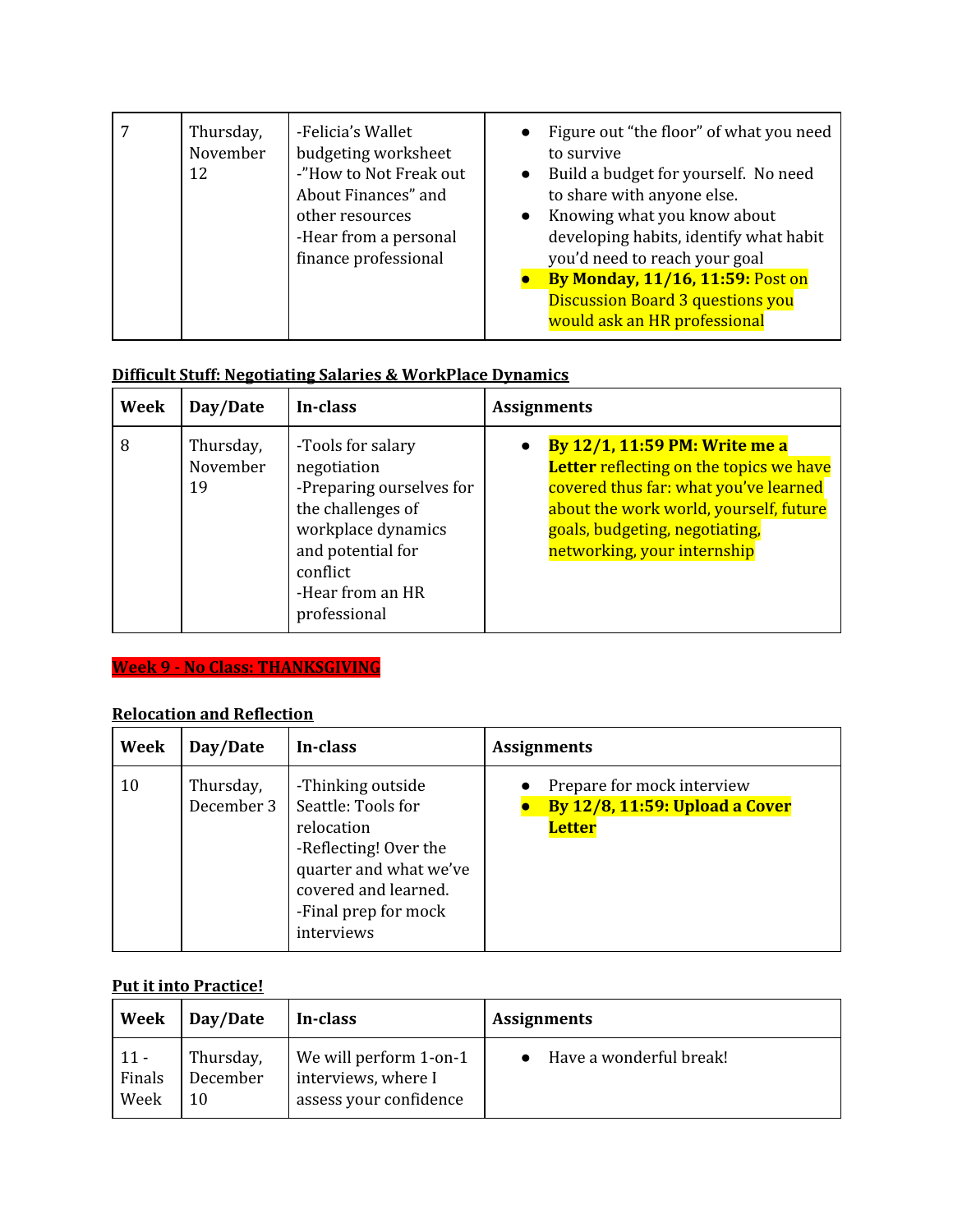| 7 | Thursday, November 12 | -Felicia's Wallet budgeting worksheet<br>-"How to Not Freak out About Finances" and other resources<br>-Hear from a personal finance professional | • Figure out "the floor" of what you need to survive<br>• Build a budget for yourself. No need to share with anyone else.<br>• Knowing what you know about developing habits, identify what habit you'd need to reach your goal<br>• **By Monday, 11/16, 11:59:** Post on Discussion Board 3 questions you would ask an HR professional |
|---|---|---|---|

## Difficult Stuff: Negotiating Salaries & WorkPlace Dynamics

| Week | Day/Date | In-class | Assignments |
|---|---|---|---|
| 8 | Thursday, November 19 | -Tools for salary negotiation<br>-Preparing ourselves for the challenges of workplace dynamics and potential for conflict<br>-Hear from an HR professional | • **By 12/1, 11:59 PM: Write me a Letter** reflecting on the topics we have covered thus far: what you've learned about the work world, yourself, future goals, budgeting, negotiating, networking, your internship |

**Week 9 - No Class: THANKSGIVING**

## Relocation and Reflection

| Week | Day/Date | In-class | Assignments |
|---|---|---|---|
| 10 | Thursday, December 3 | -Thinking outside Seattle: Tools for relocation<br>-Reflecting! Over the quarter and what we've covered and learned.<br>-Final prep for mock interviews | • Prepare for mock interview<br>• **By 12/8, 11:59: Upload a Cover Letter** |

## Put it into Practice!

| Week | Day/Date | In-class | Assignments |
|---|---|---|---|
| 11 - Finals Week | Thursday, December 10 | We will perform 1-on-1 interviews, where I assess your confidence | • Have a wonderful break! |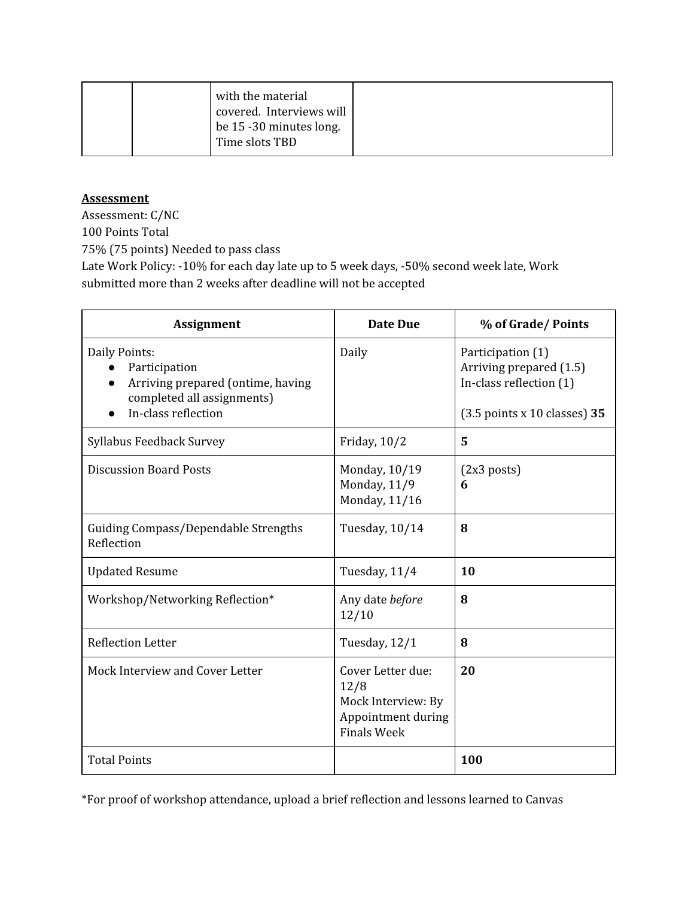| | | | |
|---|---|---|---|
| | | with the material covered. Interviews will be 15 -30 minutes long. Time slots TBD | |

**Assessment**

Assessment: C/NC
100 Points Total
75% (75 points) Needed to pass class
Late Work Policy: -10% for each day late up to 5 week days, -50% second week late, Work submitted more than 2 weeks after deadline will not be accepted

| Assignment | Date Due | % of Grade/ Points |
|---|---|---|
| Daily Points:<br>● Participation<br>● Arriving prepared (ontime, having completed all assignments)<br>● In-class reflection | Daily | Participation (1)<br>Arriving prepared (1.5)<br>In-class reflection (1)<br><br>(3.5 points x 10 classes) **35** |
| Syllabus Feedback Survey | Friday, 10/2 | **5** |
| Discussion Board Posts | Monday, 10/19<br>Monday, 11/9<br>Monday, 11/16 | (2x3 posts)<br>**6** |
| Guiding Compass/Dependable Strengths Reflection | Tuesday, 10/14 | **8** |
| Updated Resume | Tuesday, 11/4 | **10** |
| Workshop/Networking Reflection* | Any date *before* 12/10 | **8** |
| Reflection Letter | Tuesday, 12/1 | **8** |
| Mock Interview and Cover Letter | Cover Letter due: 12/8<br>Mock Interview: By Appointment during Finals Week | **20** |
| Total Points | | **100** |

*For proof of workshop attendance, upload a brief reflection and lessons learned to Canvas